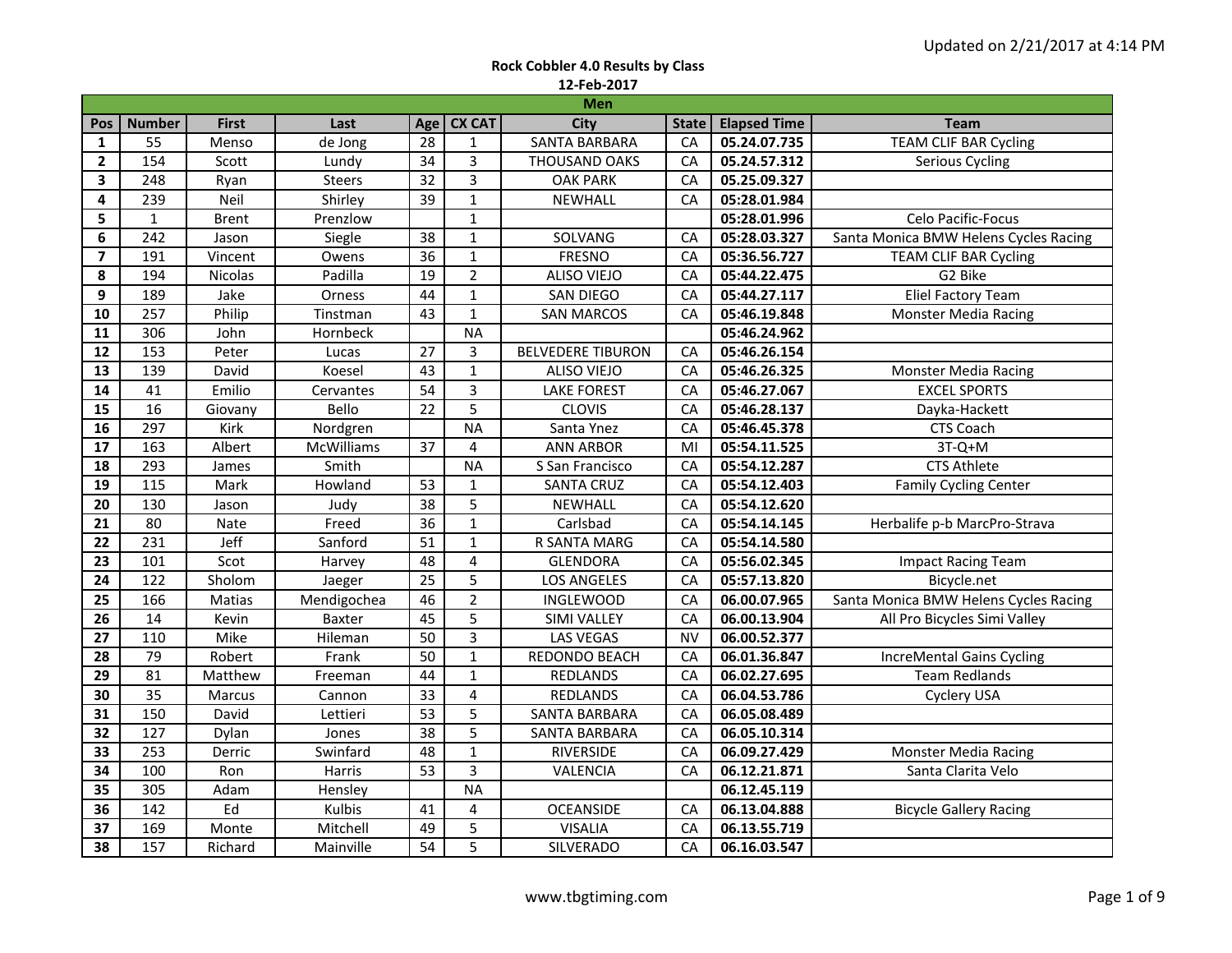Updated on 2/21/2017 at 4:14 PM

# Rock Cobbler 4.0 Results by Class

12-Feb-2017

## Men

| Pos | Number | First | Last | Age | CX CAT | City | State | Elapsed Time | Team |
|---|---|---|---|---|---|---|---|---|---|
| 1 | 55 | Menso | de Jong | 28 | 1 | SANTA BARBARA | CA | 05.24.07.735 | TEAM CLIF BAR Cycling |
| 2 | 154 | Scott | Lundy | 34 | 3 | THOUSAND OAKS | CA | 05.24.57.312 | Serious Cycling |
| 3 | 248 | Ryan | Steers | 32 | 3 | OAK PARK | CA | 05.25.09.327 | |
| 4 | 239 | Neil | Shirley | 39 | 1 | NEWHALL | CA | 05:28.01.984 | |
| 5 | 1 | Brent | Prenzlow | | 1 | | | 05:28.01.996 | Celo Pacific-Focus |
| 6 | 242 | Jason | Siegle | 38 | 1 | SOLVANG | CA | 05:28.03.327 | Santa Monica BMW Helens Cycles Racing |
| 7 | 191 | Vincent | Owens | 36 | 1 | FRESNO | CA | 05:36.56.727 | TEAM CLIF BAR Cycling |
| 8 | 194 | Nicolas | Padilla | 19 | 2 | ALISO VIEJO | CA | 05:44.22.475 | G2 Bike |
| 9 | 189 | Jake | Orness | 44 | 1 | SAN DIEGO | CA | 05:44.27.117 | Eliel Factory Team |
| 10 | 257 | Philip | Tinstman | 43 | 1 | SAN MARCOS | CA | 05:46.19.848 | Monster Media Racing |
| 11 | 306 | John | Hornbeck | | NA | | | 05:46.24.962 | |
| 12 | 153 | Peter | Lucas | 27 | 3 | BELVEDERE TIBURON | CA | 05:46.26.154 | |
| 13 | 139 | David | Koesel | 43 | 1 | ALISO VIEJO | CA | 05:46.26.325 | Monster Media Racing |
| 14 | 41 | Emilio | Cervantes | 54 | 3 | LAKE FOREST | CA | 05:46.27.067 | EXCEL SPORTS |
| 15 | 16 | Giovany | Bello | 22 | 5 | CLOVIS | CA | 05:46.28.137 | Dayka-Hackett |
| 16 | 297 | Kirk | Nordgren | | NA | Santa Ynez | CA | 05:46.45.378 | CTS Coach |
| 17 | 163 | Albert | McWilliams | 37 | 4 | ANN ARBOR | MI | 05:54.11.525 | 3T-Q+M |
| 18 | 293 | James | Smith | | NA | S San Francisco | CA | 05:54.12.287 | CTS Athlete |
| 19 | 115 | Mark | Howland | 53 | 1 | SANTA CRUZ | CA | 05:54.12.403 | Family Cycling Center |
| 20 | 130 | Jason | Judy | 38 | 5 | NEWHALL | CA | 05:54.12.620 | |
| 21 | 80 | Nate | Freed | 36 | 1 | Carlsbad | CA | 05:54.14.145 | Herbalife p-b MarcPro-Strava |
| 22 | 231 | Jeff | Sanford | 51 | 1 | R SANTA MARG | CA | 05:54.14.580 | |
| 23 | 101 | Scot | Harvey | 48 | 4 | GLENDORA | CA | 05:56.02.345 | Impact Racing Team |
| 24 | 122 | Sholom | Jaeger | 25 | 5 | LOS ANGELES | CA | 05:57.13.820 | Bicycle.net |
| 25 | 166 | Matias | Mendigochea | 46 | 2 | INGLEWOOD | CA | 06.00.07.965 | Santa Monica BMW Helens Cycles Racing |
| 26 | 14 | Kevin | Baxter | 45 | 5 | SIMI VALLEY | CA | 06.00.13.904 | All Pro Bicycles Simi Valley |
| 27 | 110 | Mike | Hileman | 50 | 3 | LAS VEGAS | NV | 06.00.52.377 | |
| 28 | 79 | Robert | Frank | 50 | 1 | REDONDO BEACH | CA | 06.01.36.847 | IncreMental Gains Cycling |
| 29 | 81 | Matthew | Freeman | 44 | 1 | REDLANDS | CA | 06.02.27.695 | Team Redlands |
| 30 | 35 | Marcus | Cannon | 33 | 4 | REDLANDS | CA | 06.04.53.786 | Cyclery USA |
| 31 | 150 | David | Lettieri | 53 | 5 | SANTA BARBARA | CA | 06.05.08.489 | |
| 32 | 127 | Dylan | Jones | 38 | 5 | SANTA BARBARA | CA | 06.05.10.314 | |
| 33 | 253 | Derric | Swinfard | 48 | 1 | RIVERSIDE | CA | 06.09.27.429 | Monster Media Racing |
| 34 | 100 | Ron | Harris | 53 | 3 | VALENCIA | CA | 06.12.21.871 | Santa Clarita Velo |
| 35 | 305 | Adam | Hensley | | NA | | | 06.12.45.119 | |
| 36 | 142 | Ed | Kulbis | 41 | 4 | OCEANSIDE | CA | 06.13.04.888 | Bicycle Gallery Racing |
| 37 | 169 | Monte | Mitchell | 49 | 5 | VISALIA | CA | 06.13.55.719 | |
| 38 | 157 | Richard | Mainville | 54 | 5 | SILVERADO | CA | 06.16.03.547 | |

www.tbgtiming.com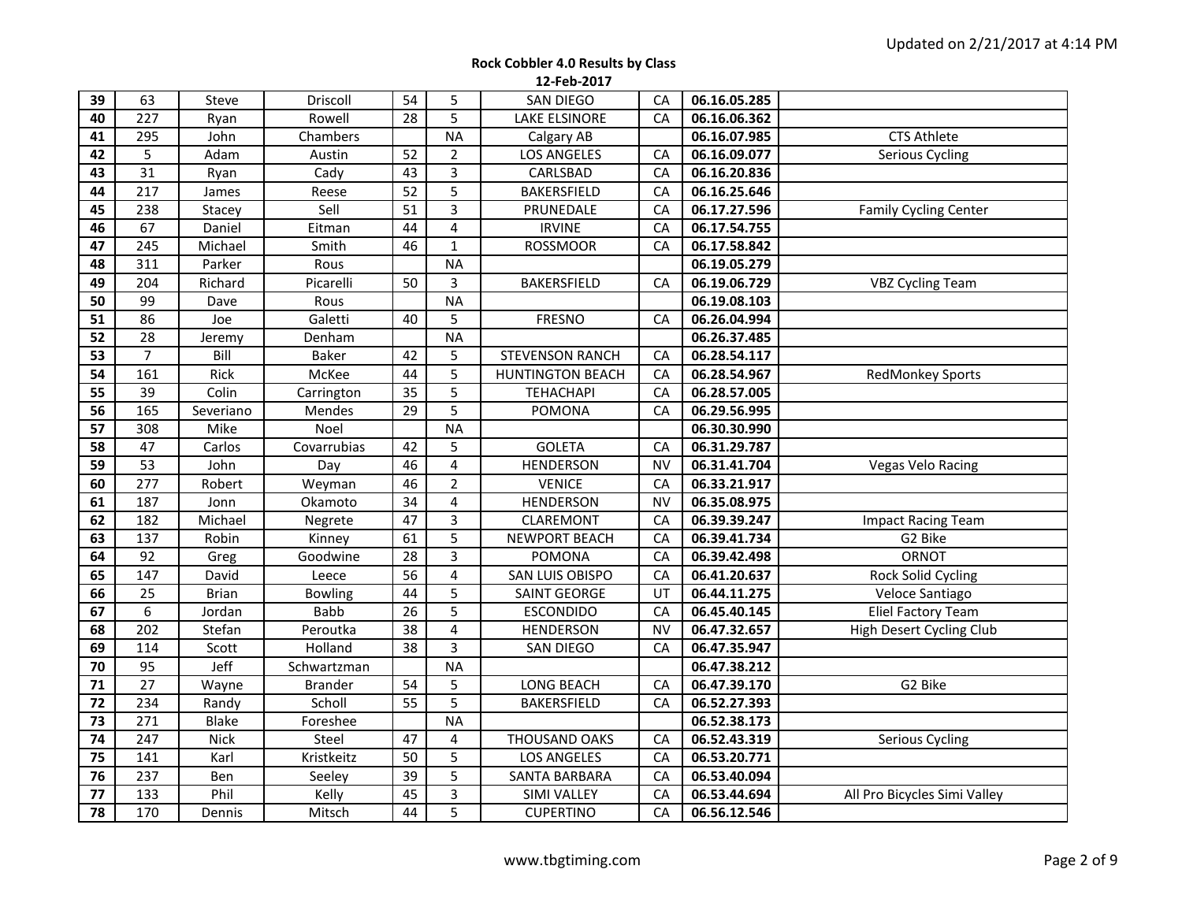**Rock Cobbler 4.0 Results by Class**

**12-Feb-2017**

| | | | | | | | | | |
|---|---|---|---|---|---|---|---|---|---|
| **39** | 63 | Steve | Driscoll | 54 | 5 | SAN DIEGO | CA | **06.16.05.285** | |
| **40** | 227 | Ryan | Rowell | 28 | 5 | LAKE ELSINORE | CA | **06.16.06.362** | |
| **41** | 295 | John | Chambers | | NA | Calgary AB | | **06.16.07.985** | CTS Athlete |
| **42** | 5 | Adam | Austin | 52 | 2 | LOS ANGELES | CA | **06.16.09.077** | Serious Cycling |
| **43** | 31 | Ryan | Cady | 43 | 3 | CARLSBAD | CA | **06.16.20.836** | |
| **44** | 217 | James | Reese | 52 | 5 | BAKERSFIELD | CA | **06.16.25.646** | |
| **45** | 238 | Stacey | Sell | 51 | 3 | PRUNEDALE | CA | **06.17.27.596** | Family Cycling Center |
| **46** | 67 | Daniel | Eitman | 44 | 4 | IRVINE | CA | **06.17.54.755** | |
| **47** | 245 | Michael | Smith | 46 | 1 | ROSSMOOR | CA | **06.17.58.842** | |
| **48** | 311 | Parker | Rous | | NA | | | **06.19.05.279** | |
| **49** | 204 | Richard | Picarelli | 50 | 3 | BAKERSFIELD | CA | **06.19.06.729** | VBZ Cycling Team |
| **50** | 99 | Dave | Rous | | NA | | | **06.19.08.103** | |
| **51** | 86 | Joe | Galetti | 40 | 5 | FRESNO | CA | **06.26.04.994** | |
| **52** | 28 | Jeremy | Denham | | NA | | | **06.26.37.485** | |
| **53** | 7 | Bill | Baker | 42 | 5 | STEVENSON RANCH | CA | **06.28.54.117** | |
| **54** | 161 | Rick | McKee | 44 | 5 | HUNTINGTON BEACH | CA | **06.28.54.967** | RedMonkey Sports |
| **55** | 39 | Colin | Carrington | 35 | 5 | TEHACHAPI | CA | **06.28.57.005** | |
| **56** | 165 | Severiano | Mendes | 29 | 5 | POMONA | CA | **06.29.56.995** | |
| **57** | 308 | Mike | Noel | | NA | | | **06.30.30.990** | |
| **58** | 47 | Carlos | Covarrubias | 42 | 5 | GOLETA | CA | **06.31.29.787** | |
| **59** | 53 | John | Day | 46 | 4 | HENDERSON | NV | **06.31.41.704** | Vegas Velo Racing |
| **60** | 277 | Robert | Weyman | 46 | 2 | VENICE | CA | **06.33.21.917** | |
| **61** | 187 | Jonn | Okamoto | 34 | 4 | HENDERSON | NV | **06.35.08.975** | |
| **62** | 182 | Michael | Negrete | 47 | 3 | CLAREMONT | CA | **06.39.39.247** | Impact Racing Team |
| **63** | 137 | Robin | Kinney | 61 | 5 | NEWPORT BEACH | CA | **06.39.41.734** | G2 Bike |
| **64** | 92 | Greg | Goodwine | 28 | 3 | POMONA | CA | **06.39.42.498** | ORNOT |
| **65** | 147 | David | Leece | 56 | 4 | SAN LUIS OBISPO | CA | **06.41.20.637** | Rock Solid Cycling |
| **66** | 25 | Brian | Bowling | 44 | 5 | SAINT GEORGE | UT | **06.44.11.275** | Veloce Santiago |
| **67** | 6 | Jordan | Babb | 26 | 5 | ESCONDIDO | CA | **06.45.40.145** | Eliel Factory Team |
| **68** | 202 | Stefan | Peroutka | 38 | 4 | HENDERSON | NV | **06.47.32.657** | High Desert Cycling Club |
| **69** | 114 | Scott | Holland | 38 | 3 | SAN DIEGO | CA | **06.47.35.947** | |
| **70** | 95 | Jeff | Schwartzman | | NA | | | **06.47.38.212** | |
| **71** | 27 | Wayne | Brander | 54 | 5 | LONG BEACH | CA | **06.47.39.170** | G2 Bike |
| **72** | 234 | Randy | Scholl | 55 | 5 | BAKERSFIELD | CA | **06.52.27.393** | |
| **73** | 271 | Blake | Foreshee | | NA | | | **06.52.38.173** | |
| **74** | 247 | Nick | Steel | 47 | 4 | THOUSAND OAKS | CA | **06.52.43.319** | Serious Cycling |
| **75** | 141 | Karl | Kristkeitz | 50 | 5 | LOS ANGELES | CA | **06.53.20.771** | |
| **76** | 237 | Ben | Seeley | 39 | 5 | SANTA BARBARA | CA | **06.53.40.094** | |
| **77** | 133 | Phil | Kelly | 45 | 3 | SIMI VALLEY | CA | **06.53.44.694** | All Pro Bicycles Simi Valley |
| **78** | 170 | Dennis | Mitsch | 44 | 5 | CUPERTINO | CA | **06.56.12.546** | |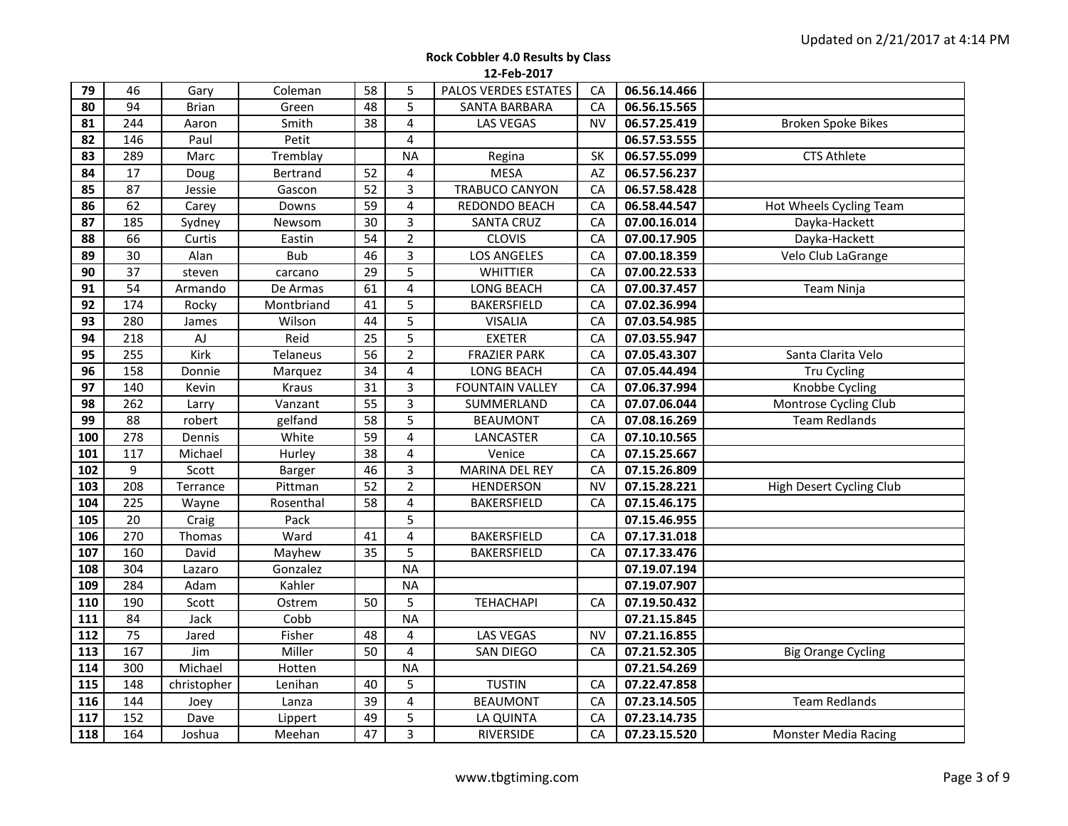**Rock Cobbler 4.0 Results by Class**

**12-Feb-2017**

| | | | | | | | | | |
|---|---|---|---|---|---|---|---|---|---|
| **79** | 46 | Gary | Coleman | 58 | 5 | PALOS VERDES ESTATES | CA | **06.56.14.466** | |
| **80** | 94 | Brian | Green | 48 | 5 | SANTA BARBARA | CA | **06.56.15.565** | |
| **81** | 244 | Aaron | Smith | 38 | 4 | LAS VEGAS | NV | **06.57.25.419** | Broken Spoke Bikes |
| **82** | 146 | Paul | Petit | | 4 | | | **06.57.53.555** | |
| **83** | 289 | Marc | Tremblay | | NA | Regina | SK | **06.57.55.099** | CTS Athlete |
| **84** | 17 | Doug | Bertrand | 52 | 4 | MESA | AZ | **06.57.56.237** | |
| **85** | 87 | Jessie | Gascon | 52 | 3 | TRABUCO CANYON | CA | **06.57.58.428** | |
| **86** | 62 | Carey | Downs | 59 | 4 | REDONDO BEACH | CA | **06.58.44.547** | Hot Wheels Cycling Team |
| **87** | 185 | Sydney | Newsom | 30 | 3 | SANTA CRUZ | CA | **07.00.16.014** | Dayka-Hackett |
| **88** | 66 | Curtis | Eastin | 54 | 2 | CLOVIS | CA | **07.00.17.905** | Dayka-Hackett |
| **89** | 30 | Alan | Bub | 46 | 3 | LOS ANGELES | CA | **07.00.18.359** | Velo Club LaGrange |
| **90** | 37 | steven | carcano | 29 | 5 | WHITTIER | CA | **07.00.22.533** | |
| **91** | 54 | Armando | De Armas | 61 | 4 | LONG BEACH | CA | **07.00.37.457** | Team Ninja |
| **92** | 174 | Rocky | Montbriand | 41 | 5 | BAKERSFIELD | CA | **07.02.36.994** | |
| **93** | 280 | James | Wilson | 44 | 5 | VISALIA | CA | **07.03.54.985** | |
| **94** | 218 | AJ | Reid | 25 | 5 | EXETER | CA | **07.03.55.947** | |
| **95** | 255 | Kirk | Telaneus | 56 | 2 | FRAZIER PARK | CA | **07.05.43.307** | Santa Clarita Velo |
| **96** | 158 | Donnie | Marquez | 34 | 4 | LONG BEACH | CA | **07.05.44.494** | Tru Cycling |
| **97** | 140 | Kevin | Kraus | 31 | 3 | FOUNTAIN VALLEY | CA | **07.06.37.994** | Knobbe Cycling |
| **98** | 262 | Larry | Vanzant | 55 | 3 | SUMMERLAND | CA | **07.07.06.044** | Montrose Cycling Club |
| **99** | 88 | robert | gelfand | 58 | 5 | BEAUMONT | CA | **07.08.16.269** | Team Redlands |
| **100** | 278 | Dennis | White | 59 | 4 | LANCASTER | CA | **07.10.10.565** | |
| **101** | 117 | Michael | Hurley | 38 | 4 | Venice | CA | **07.15.25.667** | |
| **102** | 9 | Scott | Barger | 46 | 3 | MARINA DEL REY | CA | **07.15.26.809** | |
| **103** | 208 | Terrance | Pittman | 52 | 2 | HENDERSON | NV | **07.15.28.221** | High Desert Cycling Club |
| **104** | 225 | Wayne | Rosenthal | 58 | 4 | BAKERSFIELD | CA | **07.15.46.175** | |
| **105** | 20 | Craig | Pack | | 5 | | | **07.15.46.955** | |
| **106** | 270 | Thomas | Ward | 41 | 4 | BAKERSFIELD | CA | **07.17.31.018** | |
| **107** | 160 | David | Mayhew | 35 | 5 | BAKERSFIELD | CA | **07.17.33.476** | |
| **108** | 304 | Lazaro | Gonzalez | | NA | | | **07.19.07.194** | |
| **109** | 284 | Adam | Kahler | | NA | | | **07.19.07.907** | |
| **110** | 190 | Scott | Ostrem | 50 | 5 | TEHACHAPI | CA | **07.19.50.432** | |
| **111** | 84 | Jack | Cobb | | NA | | | **07.21.15.845** | |
| **112** | 75 | Jared | Fisher | 48 | 4 | LAS VEGAS | NV | **07.21.16.855** | |
| **113** | 167 | Jim | Miller | 50 | 4 | SAN DIEGO | CA | **07.21.52.305** | Big Orange Cycling |
| **114** | 300 | Michael | Hotten | | NA | | | **07.21.54.269** | |
| **115** | 148 | christopher | Lenihan | 40 | 5 | TUSTIN | CA | **07.22.47.858** | |
| **116** | 144 | Joey | Lanza | 39 | 4 | BEAUMONT | CA | **07.23.14.505** | Team Redlands |
| **117** | 152 | Dave | Lippert | 49 | 5 | LA QUINTA | CA | **07.23.14.735** | |
| **118** | 164 | Joshua | Meehan | 47 | 3 | RIVERSIDE | CA | **07.23.15.520** | Monster Media Racing |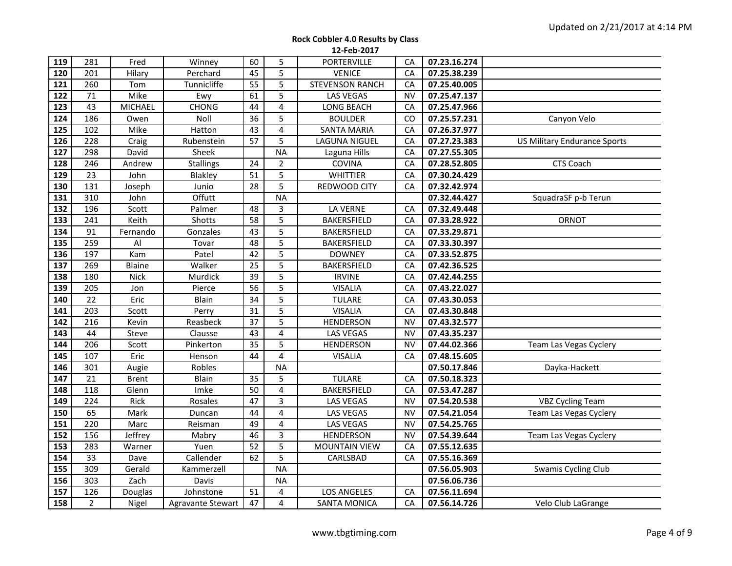Updated on 2/21/2017 at 4:14 PM

**Rock Cobbler 4.0 Results by Class**

**12-Feb-2017**

| | | | | | | | | | |
|---|---|---|---|---|---|---|---|---|---|
| **119** | 281 | Fred | Winney | 60 | 5 | PORTERVILLE | CA | **07.23.16.274** | |
| **120** | 201 | Hilary | Perchard | 45 | 5 | VENICE | CA | **07.25.38.239** | |
| **121** | 260 | Tom | Tunnicliffe | 55 | 5 | STEVENSON RANCH | CA | **07.25.40.005** | |
| **122** | 71 | Mike | Ewy | 61 | 5 | LAS VEGAS | NV | **07.25.47.137** | |
| **123** | 43 | MICHAEL | CHONG | 44 | 4 | LONG BEACH | CA | **07.25.47.966** | |
| **124** | 186 | Owen | Noll | 36 | 5 | BOULDER | CO | **07.25.57.231** | Canyon Velo |
| **125** | 102 | Mike | Hatton | 43 | 4 | SANTA MARIA | CA | **07.26.37.977** | |
| **126** | 228 | Craig | Rubenstein | 57 | 5 | LAGUNA NIGUEL | CA | **07.27.23.383** | US Military Endurance Sports |
| **127** | 298 | David | Sheek | | NA | Laguna Hills | CA | **07.27.55.305** | |
| **128** | 246 | Andrew | Stallings | 24 | 2 | COVINA | CA | **07.28.52.805** | CTS Coach |
| **129** | 23 | John | Blakley | 51 | 5 | WHITTIER | CA | **07.30.24.429** | |
| **130** | 131 | Joseph | Junio | 28 | 5 | REDWOOD CITY | CA | **07.32.42.974** | |
| **131** | 310 | John | Offutt | | NA | | | **07.32.44.427** | SquadraSF p-b Terun |
| **132** | 196 | Scott | Palmer | 48 | 3 | LA VERNE | CA | **07.32.49.448** | |
| **133** | 241 | Keith | Shotts | 58 | 5 | BAKERSFIELD | CA | **07.33.28.922** | ORNOT |
| **134** | 91 | Fernando | Gonzales | 43 | 5 | BAKERSFIELD | CA | **07.33.29.871** | |
| **135** | 259 | Al | Tovar | 48 | 5 | BAKERSFIELD | CA | **07.33.30.397** | |
| **136** | 197 | Kam | Patel | 42 | 5 | DOWNEY | CA | **07.33.52.875** | |
| **137** | 269 | Blaine | Walker | 25 | 5 | BAKERSFIELD | CA | **07.42.36.525** | |
| **138** | 180 | Nick | Murdick | 39 | 5 | IRVINE | CA | **07.42.44.255** | |
| **139** | 205 | Jon | Pierce | 56 | 5 | VISALIA | CA | **07.43.22.027** | |
| **140** | 22 | Eric | Blain | 34 | 5 | TULARE | CA | **07.43.30.053** | |
| **141** | 203 | Scott | Perry | 31 | 5 | VISALIA | CA | **07.43.30.848** | |
| **142** | 216 | Kevin | Reasbeck | 37 | 5 | HENDERSON | NV | **07.43.32.577** | |
| **143** | 44 | Steve | Clausse | 43 | 4 | LAS VEGAS | NV | **07.43.35.237** | |
| **144** | 206 | Scott | Pinkerton | 35 | 5 | HENDERSON | NV | **07.44.02.366** | Team Las Vegas Cyclery |
| **145** | 107 | Eric | Henson | 44 | 4 | VISALIA | CA | **07.48.15.605** | |
| **146** | 301 | Augie | Robles | | NA | | | **07.50.17.846** | Dayka-Hackett |
| **147** | 21 | Brent | Blain | 35 | 5 | TULARE | CA | **07.50.18.323** | |
| **148** | 118 | Glenn | Imke | 50 | 4 | BAKERSFIELD | CA | **07.53.47.287** | |
| **149** | 224 | Rick | Rosales | 47 | 3 | LAS VEGAS | NV | **07.54.20.538** | VBZ Cycling Team |
| **150** | 65 | Mark | Duncan | 44 | 4 | LAS VEGAS | NV | **07.54.21.054** | Team Las Vegas Cyclery |
| **151** | 220 | Marc | Reisman | 49 | 4 | LAS VEGAS | NV | **07.54.25.765** | |
| **152** | 156 | Jeffrey | Mabry | 46 | 3 | HENDERSON | NV | **07.54.39.644** | Team Las Vegas Cyclery |
| **153** | 283 | Warner | Yuen | 52 | 5 | MOUNTAIN VIEW | CA | **07.55.12.635** | |
| **154** | 33 | Dave | Callender | 62 | 5 | CARLSBAD | CA | **07.55.16.369** | |
| **155** | 309 | Gerald | Kammerzell | | NA | | | **07.56.05.903** | Swamis Cycling Club |
| **156** | 303 | Zach | Davis | | NA | | | **07.56.06.736** | |
| **157** | 126 | Douglas | Johnstone | 51 | 4 | LOS ANGELES | CA | **07.56.11.694** | |
| **158** | 2 | Nigel | Agravante Stewart | 47 | 4 | SANTA MONICA | CA | **07.56.14.726** | Velo Club LaGrange |

www.tbgtiming.com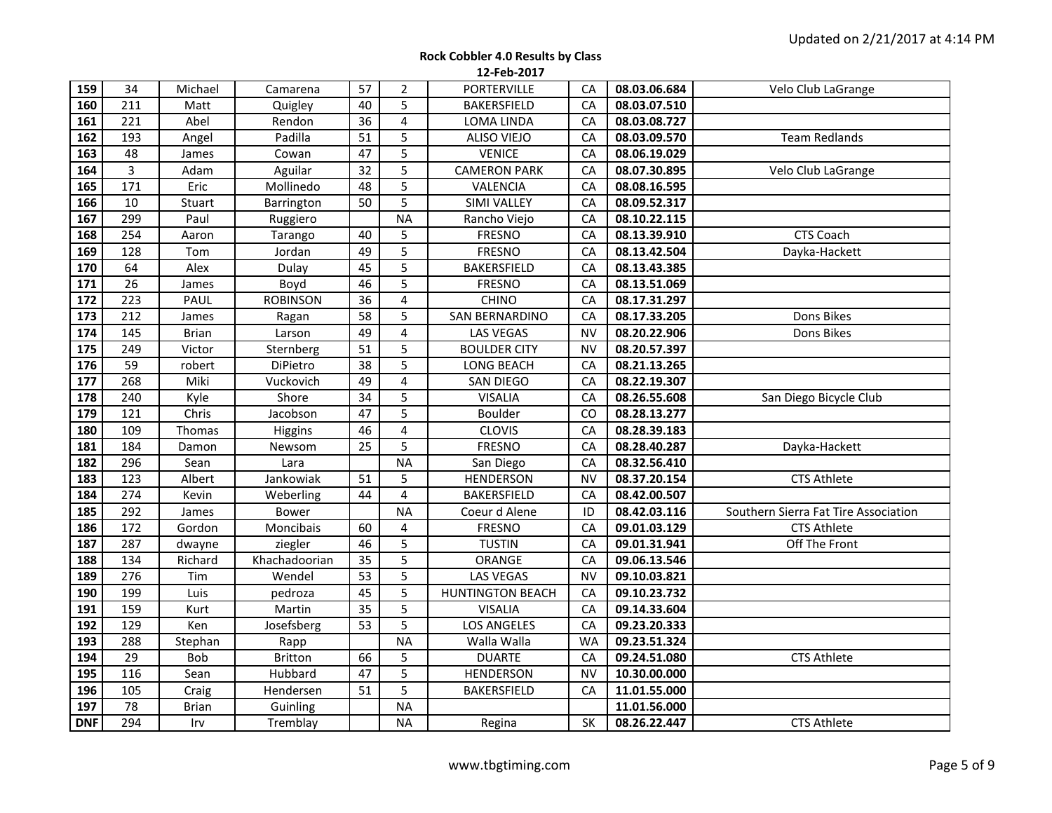**Rock Cobbler 4.0 Results by Class**

**12-Feb-2017**

| | | | | | | | | | |
|---|---|---|---|---|---|---|---|---|---|
| **159** | 34 | Michael | Camarena | 57 | 2 | PORTERVILLE | CA | **08.03.06.684** | Velo Club LaGrange |
| **160** | 211 | Matt | Quigley | 40 | 5 | BAKERSFIELD | CA | **08.03.07.510** | |
| **161** | 221 | Abel | Rendon | 36 | 4 | LOMA LINDA | CA | **08.03.08.727** | |
| **162** | 193 | Angel | Padilla | 51 | 5 | ALISO VIEJO | CA | **08.03.09.570** | Team Redlands |
| **163** | 48 | James | Cowan | 47 | 5 | VENICE | CA | **08.06.19.029** | |
| **164** | 3 | Adam | Aguilar | 32 | 5 | CAMERON PARK | CA | **08.07.30.895** | Velo Club LaGrange |
| **165** | 171 | Eric | Mollinedo | 48 | 5 | VALENCIA | CA | **08.08.16.595** | |
| **166** | 10 | Stuart | Barrington | 50 | 5 | SIMI VALLEY | CA | **08.09.52.317** | |
| **167** | 299 | Paul | Ruggiero | | NA | Rancho Viejo | CA | **08.10.22.115** | |
| **168** | 254 | Aaron | Tarango | 40 | 5 | FRESNO | CA | **08.13.39.910** | CTS Coach |
| **169** | 128 | Tom | Jordan | 49 | 5 | FRESNO | CA | **08.13.42.504** | Dayka-Hackett |
| **170** | 64 | Alex | Dulay | 45 | 5 | BAKERSFIELD | CA | **08.13.43.385** | |
| **171** | 26 | James | Boyd | 46 | 5 | FRESNO | CA | **08.13.51.069** | |
| **172** | 223 | PAUL | ROBINSON | 36 | 4 | CHINO | CA | **08.17.31.297** | |
| **173** | 212 | James | Ragan | 58 | 5 | SAN BERNARDINO | CA | **08.17.33.205** | Dons Bikes |
| **174** | 145 | Brian | Larson | 49 | 4 | LAS VEGAS | NV | **08.20.22.906** | Dons Bikes |
| **175** | 249 | Victor | Sternberg | 51 | 5 | BOULDER CITY | NV | **08.20.57.397** | |
| **176** | 59 | robert | DiPietro | 38 | 5 | LONG BEACH | CA | **08.21.13.265** | |
| **177** | 268 | Miki | Vuckovich | 49 | 4 | SAN DIEGO | CA | **08.22.19.307** | |
| **178** | 240 | Kyle | Shore | 34 | 5 | VISALIA | CA | **08.26.55.608** | San Diego Bicycle Club |
| **179** | 121 | Chris | Jacobson | 47 | 5 | Boulder | CO | **08.28.13.277** | |
| **180** | 109 | Thomas | Higgins | 46 | 4 | CLOVIS | CA | **08.28.39.183** | |
| **181** | 184 | Damon | Newsom | 25 | 5 | FRESNO | CA | **08.28.40.287** | Dayka-Hackett |
| **182** | 296 | Sean | Lara | | NA | San Diego | CA | **08.32.56.410** | |
| **183** | 123 | Albert | Jankowiak | 51 | 5 | HENDERSON | NV | **08.37.20.154** | CTS Athlete |
| **184** | 274 | Kevin | Weberling | 44 | 4 | BAKERSFIELD | CA | **08.42.00.507** | |
| **185** | 292 | James | Bower | | NA | Coeur d Alene | ID | **08.42.03.116** | Southern Sierra Fat Tire Association |
| **186** | 172 | Gordon | Moncibais | 60 | 4 | FRESNO | CA | **09.01.03.129** | CTS Athlete |
| **187** | 287 | dwayne | ziegler | 46 | 5 | TUSTIN | CA | **09.01.31.941** | Off The Front |
| **188** | 134 | Richard | Khachadoorian | 35 | 5 | ORANGE | CA | **09.06.13.546** | |
| **189** | 276 | Tim | Wendel | 53 | 5 | LAS VEGAS | NV | **09.10.03.821** | |
| **190** | 199 | Luis | pedroza | 45 | 5 | HUNTINGTON BEACH | CA | **09.10.23.732** | |
| **191** | 159 | Kurt | Martin | 35 | 5 | VISALIA | CA | **09.14.33.604** | |
| **192** | 129 | Ken | Josefsberg | 53 | 5 | LOS ANGELES | CA | **09.23.20.333** | |
| **193** | 288 | Stephan | Rapp | | NA | Walla Walla | WA | **09.23.51.324** | |
| **194** | 29 | Bob | Britton | 66 | 5 | DUARTE | CA | **09.24.51.080** | CTS Athlete |
| **195** | 116 | Sean | Hubbard | 47 | 5 | HENDERSON | NV | **10.30.00.000** | |
| **196** | 105 | Craig | Hendersen | 51 | 5 | BAKERSFIELD | CA | **11.01.55.000** | |
| **197** | 78 | Brian | Guinling | | NA | | | **11.01.56.000** | |
| **DNF** | 294 | Irv | Tremblay | | NA | Regina | SK | **08.26.22.447** | CTS Athlete |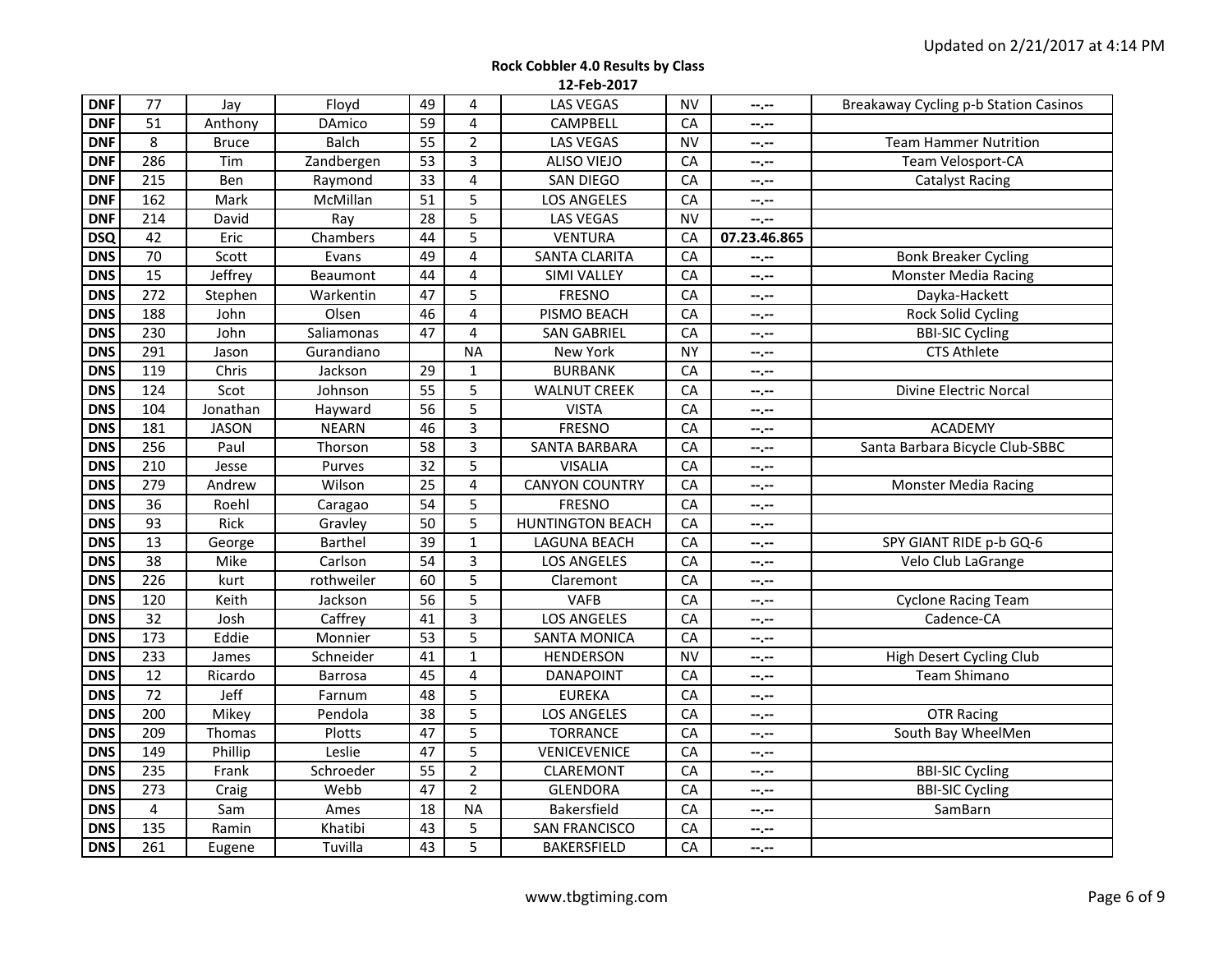**Rock Cobbler 4.0 Results by Class**

**12-Feb-2017**

| | | | | | | | | | |
|---|---|---|---|---|---|---|---|---|---|
| **DNF** | 77 | Jay | Floyd | 49 | 4 | LAS VEGAS | NV | --.-- | Breakaway Cycling p-b Station Casinos |
| **DNF** | 51 | Anthony | DAmico | 59 | 4 | CAMPBELL | CA | --.-- | |
| **DNF** | 8 | Bruce | Balch | 55 | 2 | LAS VEGAS | NV | --.-- | Team Hammer Nutrition |
| **DNF** | 286 | Tim | Zandbergen | 53 | 3 | ALISO VIEJO | CA | --.-- | Team Velosport-CA |
| **DNF** | 215 | Ben | Raymond | 33 | 4 | SAN DIEGO | CA | --.-- | Catalyst Racing |
| **DNF** | 162 | Mark | McMillan | 51 | 5 | LOS ANGELES | CA | --.-- | |
| **DNF** | 214 | David | Ray | 28 | 5 | LAS VEGAS | NV | --.-- | |
| **DSQ** | 42 | Eric | Chambers | 44 | 5 | VENTURA | CA | **07.23.46.865** | |
| **DNS** | 70 | Scott | Evans | 49 | 4 | SANTA CLARITA | CA | --.-- | Bonk Breaker Cycling |
| **DNS** | 15 | Jeffrey | Beaumont | 44 | 4 | SIMI VALLEY | CA | --.-- | Monster Media Racing |
| **DNS** | 272 | Stephen | Warkentin | 47 | 5 | FRESNO | CA | --.-- | Dayka-Hackett |
| **DNS** | 188 | John | Olsen | 46 | 4 | PISMO BEACH | CA | --.-- | Rock Solid Cycling |
| **DNS** | 230 | John | Saliamonas | 47 | 4 | SAN GABRIEL | CA | --.-- | BBI-SIC Cycling |
| **DNS** | 291 | Jason | Gurandiano | | NA | New York | NY | --.-- | CTS Athlete |
| **DNS** | 119 | Chris | Jackson | 29 | 1 | BURBANK | CA | --.-- | |
| **DNS** | 124 | Scot | Johnson | 55 | 5 | WALNUT CREEK | CA | --.-- | Divine Electric Norcal |
| **DNS** | 104 | Jonathan | Hayward | 56 | 5 | VISTA | CA | --.-- | |
| **DNS** | 181 | JASON | NEARN | 46 | 3 | FRESNO | CA | --.-- | ACADEMY |
| **DNS** | 256 | Paul | Thorson | 58 | 3 | SANTA BARBARA | CA | --.-- | Santa Barbara Bicycle Club-SBBC |
| **DNS** | 210 | Jesse | Purves | 32 | 5 | VISALIA | CA | --.-- | |
| **DNS** | 279 | Andrew | Wilson | 25 | 4 | CANYON COUNTRY | CA | --.-- | Monster Media Racing |
| **DNS** | 36 | Roehl | Caragao | 54 | 5 | FRESNO | CA | --.-- | |
| **DNS** | 93 | Rick | Gravley | 50 | 5 | HUNTINGTON BEACH | CA | --.-- | |
| **DNS** | 13 | George | Barthel | 39 | 1 | LAGUNA BEACH | CA | --.-- | SPY GIANT RIDE p-b GQ-6 |
| **DNS** | 38 | Mike | Carlson | 54 | 3 | LOS ANGELES | CA | --.-- | Velo Club LaGrange |
| **DNS** | 226 | kurt | rothweiler | 60 | 5 | Claremont | CA | --.-- | |
| **DNS** | 120 | Keith | Jackson | 56 | 5 | VAFB | CA | --.-- | Cyclone Racing Team |
| **DNS** | 32 | Josh | Caffrey | 41 | 3 | LOS ANGELES | CA | --.-- | Cadence-CA |
| **DNS** | 173 | Eddie | Monnier | 53 | 5 | SANTA MONICA | CA | --.-- | |
| **DNS** | 233 | James | Schneider | 41 | 1 | HENDERSON | NV | --.-- | High Desert Cycling Club |
| **DNS** | 12 | Ricardo | Barrosa | 45 | 4 | DANAPOINT | CA | --.-- | Team Shimano |
| **DNS** | 72 | Jeff | Farnum | 48 | 5 | EUREKA | CA | --.-- | |
| **DNS** | 200 | Mikey | Pendola | 38 | 5 | LOS ANGELES | CA | --.-- | OTR Racing |
| **DNS** | 209 | Thomas | Plotts | 47 | 5 | TORRANCE | CA | --.-- | South Bay WheelMen |
| **DNS** | 149 | Phillip | Leslie | 47 | 5 | VENICEVENICE | CA | --.-- | |
| **DNS** | 235 | Frank | Schroeder | 55 | 2 | CLAREMONT | CA | --.-- | BBI-SIC Cycling |
| **DNS** | 273 | Craig | Webb | 47 | 2 | GLENDORA | CA | --.-- | BBI-SIC Cycling |
| **DNS** | 4 | Sam | Ames | 18 | NA | Bakersfield | CA | --.-- | SamBarn |
| **DNS** | 135 | Ramin | Khatibi | 43 | 5 | SAN FRANCISCO | CA | --.-- | |
| **DNS** | 261 | Eugene | Tuvilla | 43 | 5 | BAKERSFIELD | CA | --.-- | |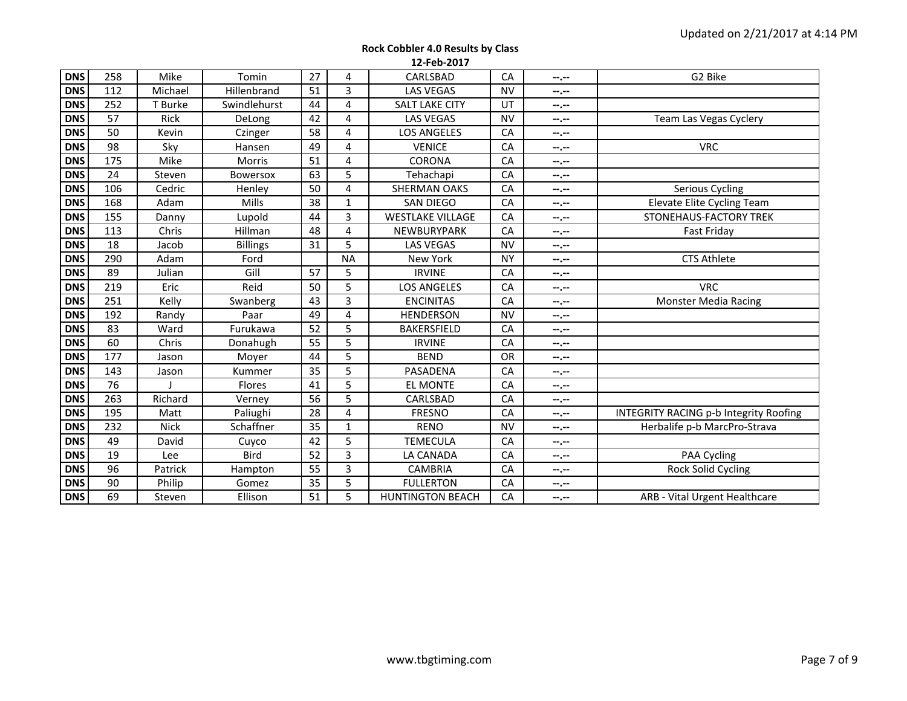Updated on 2/21/2017 at 4:14 PM

**Rock Cobbler 4.0 Results by Class**

**12-Feb-2017**

| | | | | | | | | | |
|---|---|---|---|---|---|---|---|---|---|
| **DNS** | 258 | Mike | Tomin | 27 | 4 | CARLSBAD | CA | --.-- | G2 Bike |
| **DNS** | 112 | Michael | Hillenbrand | 51 | 3 | LAS VEGAS | NV | --.-- | |
| **DNS** | 252 | T Burke | Swindlehurst | 44 | 4 | SALT LAKE CITY | UT | --.-- | |
| **DNS** | 57 | Rick | DeLong | 42 | 4 | LAS VEGAS | NV | --.-- | Team Las Vegas Cyclery |
| **DNS** | 50 | Kevin | Czinger | 58 | 4 | LOS ANGELES | CA | --.-- | |
| **DNS** | 98 | Sky | Hansen | 49 | 4 | VENICE | CA | --.-- | VRC |
| **DNS** | 175 | Mike | Morris | 51 | 4 | CORONA | CA | --.-- | |
| **DNS** | 24 | Steven | Bowersox | 63 | 5 | Tehachapi | CA | --.-- | |
| **DNS** | 106 | Cedric | Henley | 50 | 4 | SHERMAN OAKS | CA | --.-- | Serious Cycling |
| **DNS** | 168 | Adam | Mills | 38 | 1 | SAN DIEGO | CA | --.-- | Elevate Elite Cycling Team |
| **DNS** | 155 | Danny | Lupold | 44 | 3 | WESTLAKE VILLAGE | CA | --.-- | STONEHAUS-FACTORY TREK |
| **DNS** | 113 | Chris | Hillman | 48 | 4 | NEWBURYPARK | CA | --.-- | Fast Friday |
| **DNS** | 18 | Jacob | Billings | 31 | 5 | LAS VEGAS | NV | --.-- | |
| **DNS** | 290 | Adam | Ford | | NA | New York | NY | --.-- | CTS Athlete |
| **DNS** | 89 | Julian | Gill | 57 | 5 | IRVINE | CA | --.-- | |
| **DNS** | 219 | Eric | Reid | 50 | 5 | LOS ANGELES | CA | --.-- | VRC |
| **DNS** | 251 | Kelly | Swanberg | 43 | 3 | ENCINITAS | CA | --.-- | Monster Media Racing |
| **DNS** | 192 | Randy | Paar | 49 | 4 | HENDERSON | NV | --.-- | |
| **DNS** | 83 | Ward | Furukawa | 52 | 5 | BAKERSFIELD | CA | --.-- | |
| **DNS** | 60 | Chris | Donahugh | 55 | 5 | IRVINE | CA | --.-- | |
| **DNS** | 177 | Jason | Moyer | 44 | 5 | BEND | OR | --.-- | |
| **DNS** | 143 | Jason | Kummer | 35 | 5 | PASADENA | CA | --.-- | |
| **DNS** | 76 | J | Flores | 41 | 5 | EL MONTE | CA | --.-- | |
| **DNS** | 263 | Richard | Verney | 56 | 5 | CARLSBAD | CA | --.-- | |
| **DNS** | 195 | Matt | Paliughi | 28 | 4 | FRESNO | CA | --.-- | INTEGRITY RACING p-b Integrity Roofing |
| **DNS** | 232 | Nick | Schaffner | 35 | 1 | RENO | NV | --.-- | Herbalife p-b MarcPro-Strava |
| **DNS** | 49 | David | Cuyco | 42 | 5 | TEMECULA | CA | --.-- | |
| **DNS** | 19 | Lee | Bird | 52 | 3 | LA CANADA | CA | --.-- | PAA Cycling |
| **DNS** | 96 | Patrick | Hampton | 55 | 3 | CAMBRIA | CA | --.-- | Rock Solid Cycling |
| **DNS** | 90 | Philip | Gomez | 35 | 5 | FULLERTON | CA | --.-- | |
| **DNS** | 69 | Steven | Ellison | 51 | 5 | HUNTINGTON BEACH | CA | --.-- | ARB - Vital Urgent Healthcare |

www.tbgtiming.com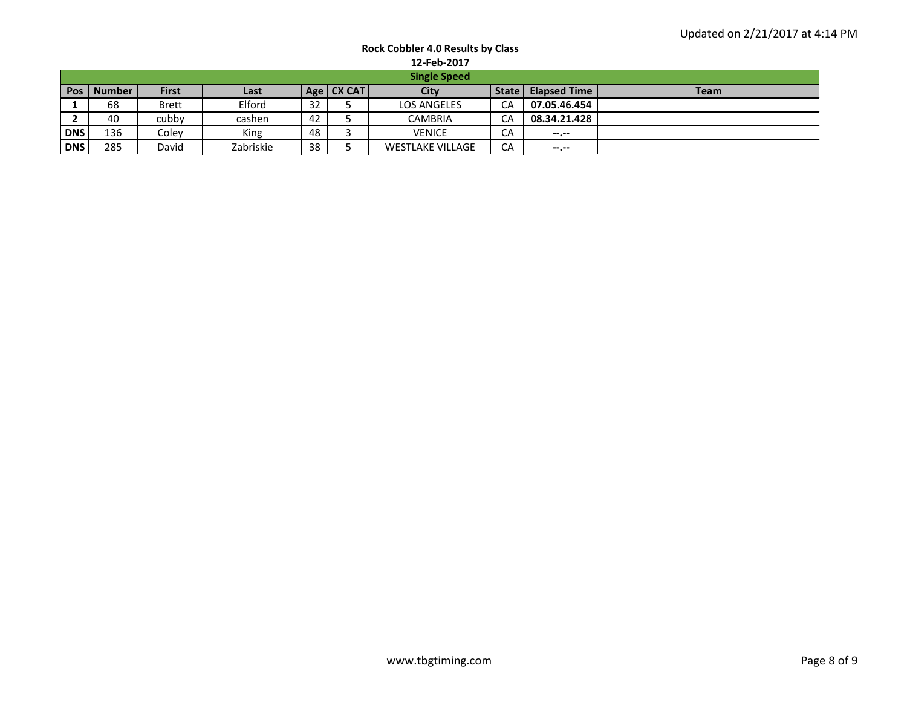Updated on 2/21/2017 at 4:14 PM

**Rock Cobbler 4.0 Results by Class**

**12-Feb-2017**

| Single Speed | | | | | | | | | |
|---|---|---|---|---|---|---|---|---|---|
| **Pos** | **Number** | **First** | **Last** | **Age** | **CX CAT** | **City** | **State** | **Elapsed Time** | **Team** |
| **1** | 68 | Brett | Elford | 32 | 5 | LOS ANGELES | CA | **07.05.46.454** | |
| **2** | 40 | cubby | cashen | 42 | 5 | CAMBRIA | CA | **08.34.21.428** | |
| **DNS** | 136 | Coley | King | 48 | 3 | VENICE | CA | --.-- | |
| **DNS** | 285 | David | Zabriskie | 38 | 5 | WESTLAKE VILLAGE | CA | --.-- | |

www.tbgtiming.com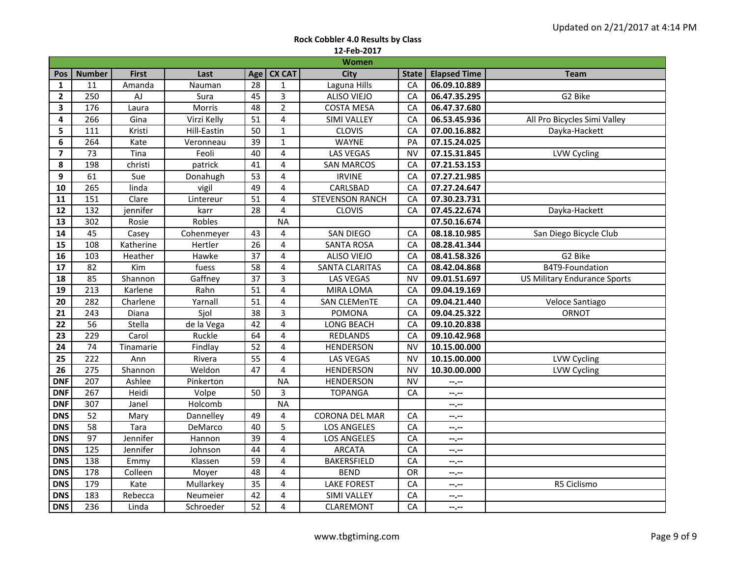Updated on 2/21/2017 at 4:14 PM

**Rock Cobbler 4.0 Results by Class**

**12-Feb-2017**

| Women | | | | | | | | | |
|---|---|---|---|---|---|---|---|---|---|
| **Pos** | **Number** | **First** | **Last** | **Age** | **CX CAT** | **City** | **State** | **Elapsed Time** | **Team** |
| **1** | 11 | Amanda | Nauman | 28 | 1 | Laguna Hills | CA | **06.09.10.889** | |
| **2** | 250 | AJ | Sura | 45 | 3 | ALISO VIEJO | CA | **06.47.35.295** | G2 Bike |
| **3** | 176 | Laura | Morris | 48 | 2 | COSTA MESA | CA | **06.47.37.680** | |
| **4** | 266 | Gina | Virzi Kelly | 51 | 4 | SIMI VALLEY | CA | **06.53.45.936** | All Pro Bicycles Simi Valley |
| **5** | 111 | Kristi | Hill-Eastin | 50 | 1 | CLOVIS | CA | **07.00.16.882** | Dayka-Hackett |
| **6** | 264 | Kate | Veronneau | 39 | 1 | WAYNE | PA | **07.15.24.025** | |
| **7** | 73 | Tina | Feoli | 40 | 4 | LAS VEGAS | NV | **07.15.31.845** | LVW Cycling |
| **8** | 198 | christi | patrick | 41 | 4 | SAN MARCOS | CA | **07.21.53.153** | |
| **9** | 61 | Sue | Donahugh | 53 | 4 | IRVINE | CA | **07.27.21.985** | |
| **10** | 265 | linda | vigil | 49 | 4 | CARLSBAD | CA | **07.27.24.647** | |
| **11** | 151 | Clare | Lintereur | 51 | 4 | STEVENSON RANCH | CA | **07.30.23.731** | |
| **12** | 132 | jennifer | karr | 28 | 4 | CLOVIS | CA | **07.45.22.674** | Dayka-Hackett |
| **13** | 302 | Rosie | Robles | | NA | | | **07.50.16.674** | |
| **14** | 45 | Casey | Cohenmeyer | 43 | 4 | SAN DIEGO | CA | **08.18.10.985** | San Diego Bicycle Club |
| **15** | 108 | Katherine | Hertler | 26 | 4 | SANTA ROSA | CA | **08.28.41.344** | |
| **16** | 103 | Heather | Hawke | 37 | 4 | ALISO VIEJO | CA | **08.41.58.326** | G2 Bike |
| **17** | 82 | Kim | fuess | 58 | 4 | SANTA CLARITAS | CA | **08.42.04.868** | B4T9-Foundation |
| **18** | 85 | Shannon | Gaffney | 37 | 3 | LAS VEGAS | NV | **09.01.51.697** | US Military Endurance Sports |
| **19** | 213 | Karlene | Rahn | 51 | 4 | MIRA LOMA | CA | **09.04.19.169** | |
| **20** | 282 | Charlene | Yarnall | 51 | 4 | SAN CLEMenTE | CA | **09.04.21.440** | Veloce Santiago |
| **21** | 243 | Diana | Sjol | 38 | 3 | POMONA | CA | **09.04.25.322** | ORNOT |
| **22** | 56 | Stella | de la Vega | 42 | 4 | LONG BEACH | CA | **09.10.20.838** | |
| **23** | 229 | Carol | Ruckle | 64 | 4 | REDLANDS | CA | **09.10.42.968** | |
| **24** | 74 | Tinamarie | Findlay | 52 | 4 | HENDERSON | NV | **10.15.00.000** | |
| **25** | 222 | Ann | Rivera | 55 | 4 | LAS VEGAS | NV | **10.15.00.000** | LVW Cycling |
| **26** | 275 | Shannon | Weldon | 47 | 4 | HENDERSON | NV | **10.30.00.000** | LVW Cycling |
| **DNF** | 207 | Ashlee | Pinkerton | | NA | HENDERSON | NV | --.-- | |
| **DNF** | 267 | Heidi | Volpe | 50 | 3 | TOPANGA | CA | --.-- | |
| **DNF** | 307 | Janel | Holcomb | | NA | | | --.-- | |
| **DNS** | 52 | Mary | Dannelley | 49 | 4 | CORONA DEL MAR | CA | --.-- | |
| **DNS** | 58 | Tara | DeMarco | 40 | 5 | LOS ANGELES | CA | --.-- | |
| **DNS** | 97 | Jennifer | Hannon | 39 | 4 | LOS ANGELES | CA | --.-- | |
| **DNS** | 125 | Jennifer | Johnson | 44 | 4 | ARCATA | CA | --.-- | |
| **DNS** | 138 | Emmy | Klassen | 59 | 4 | BAKERSFIELD | CA | --.-- | |
| **DNS** | 178 | Colleen | Moyer | 48 | 4 | BEND | OR | --.-- | |
| **DNS** | 179 | Kate | Mullarkey | 35 | 4 | LAKE FOREST | CA | --.-- | R5 Ciclismo |
| **DNS** | 183 | Rebecca | Neumeier | 42 | 4 | SIMI VALLEY | CA | --.-- | |
| **DNS** | 236 | Linda | Schroeder | 52 | 4 | CLAREMONT | CA | --.-- | |

www.tbgtiming.com